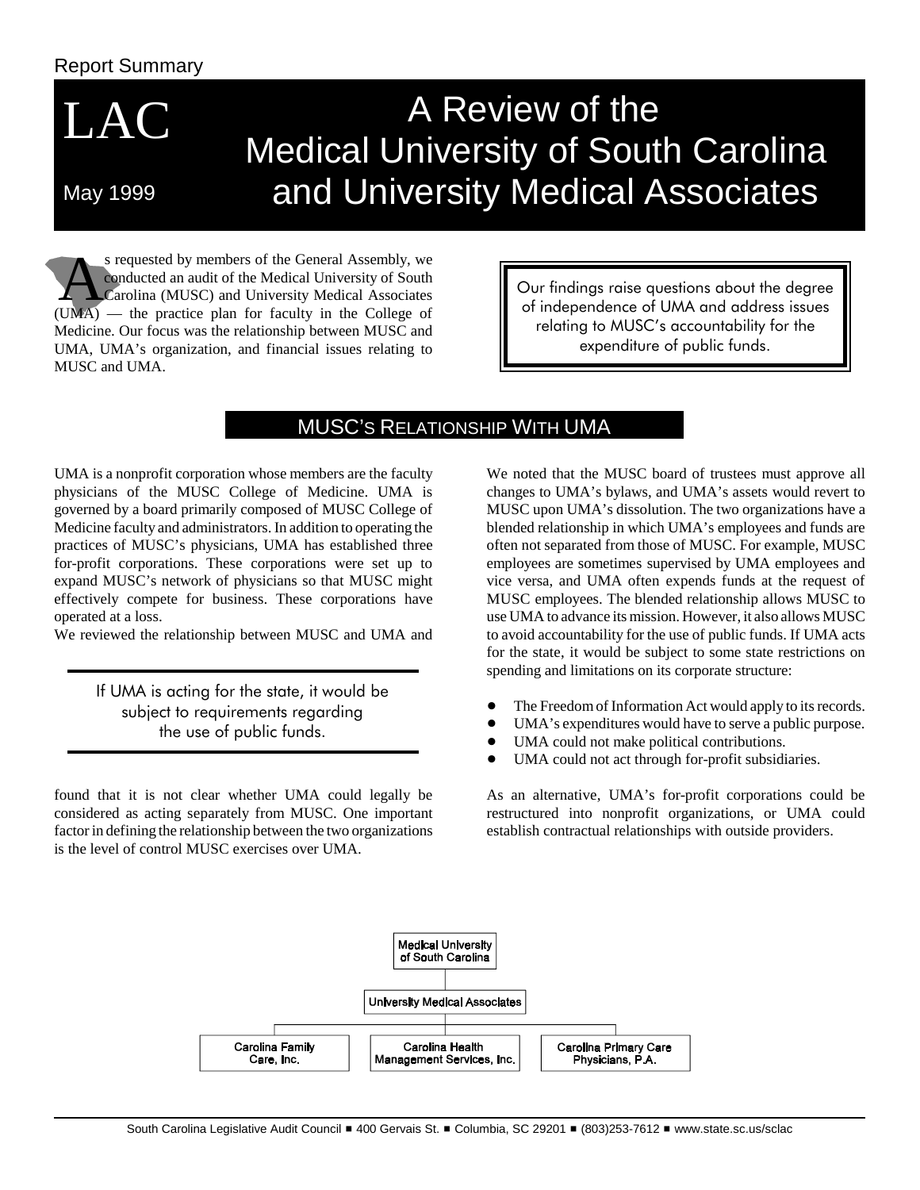Report Summary

# LAC

May 1999

# A Review of the Medical University of South Carolina and University Medical Associates

As requested by members of the General Assembly, we conducted an audit of the Medical University of South Carolina (MUSC) and University Medical Associates (UMA) — the practice plan for faculty in the College of Medicine. Our focus was the relationship between MUSC and UMA, UMA's organization, and financial issues relating to MUSC and UMA.

> Our findings raise questions about the degree of independence of UMA and address issues relating to MUSC's accountability for the expenditure of public funds.

## MUSC's Relationship With UMA

UMA is a nonprofit corporation whose members are the faculty physicians of the MUSC College of Medicine. UMA is governed by a board primarily composed of MUSC College of Medicine faculty and administrators. In addition to operating the practices of MUSC's physicians, UMA has established three for-profit corporations. These corporations were set up to expand MUSC's network of physicians so that MUSC might effectively compete for business. These corporations have operated at a loss.

We reviewed the relationship between MUSC and UMA and found that it is not clear whether UMA could legally be considered as acting separately from MUSC. One important factor in defining the relationship between the two organizations is the level of control MUSC exercises over UMA.

> If UMA is acting for the state, it would be subject to requirements regarding the use of public funds.

We noted that the MUSC board of trustees must approve all changes to UMA's bylaws, and UMA's assets would revert to MUSC upon UMA's dissolution. The two organizations have a blended relationship in which UMA's employees and funds are often not separated from those of MUSC. For example, MUSC employees are sometimes supervised by UMA employees and vice versa, and UMA often expends funds at the request of MUSC employees. The blended relationship allows MUSC to use UMA to advance its mission. However, it also allows MUSC to avoid accountability for the use of public funds. If UMA acts for the state, it would be subject to some state restrictions on spending and limitations on its corporate structure:

- The Freedom of Information Act would apply to its records.
- UMA's expenditures would have to serve a public purpose.
- UMA could not make political contributions.
- UMA could not act through for-profit subsidiaries.

As an alternative, UMA's for-profit corporations could be restructured into nonprofit organizations, or UMA could establish contractual relationships with outside providers.

Medical University of South Carolina
- University Medical Associates
  - Carolina Family Care, Inc.
  - Carolina Health Management Services, Inc.
  - Carolina Primary Care Physicians, P.A.

South Carolina Legislative Audit Council ■ 400 Gervais St. ■ Columbia, SC 29201 ■ (803)253-7612 ■ www.state.sc.us/sclac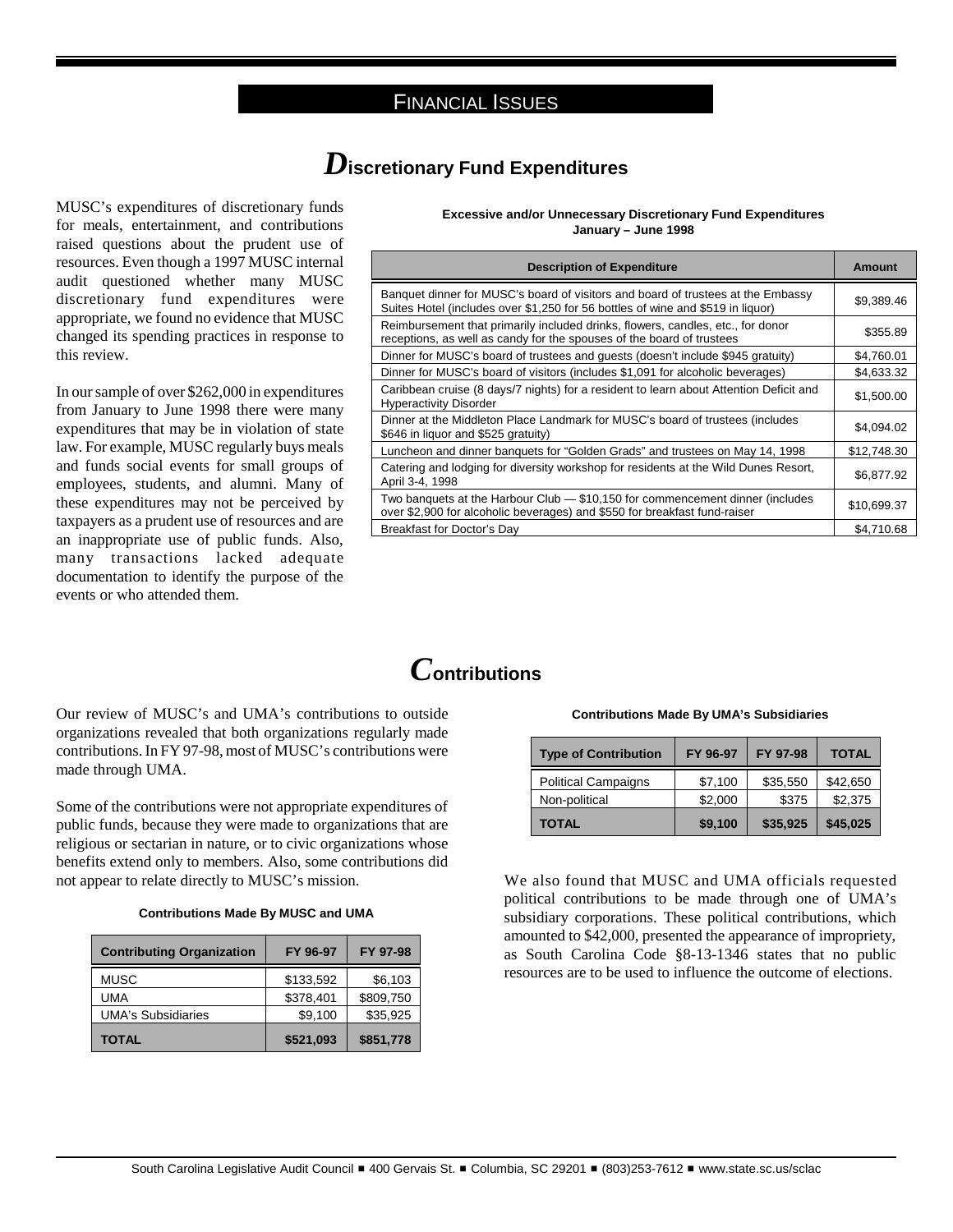## FINANCIAL ISSUES

# Discretionary Fund Expenditures

MUSC's expenditures of discretionary funds for meals, entertainment, and contributions raised questions about the prudent use of resources. Even though a 1997 MUSC internal audit questioned whether many MUSC discretionary fund expenditures were appropriate, we found no evidence that MUSC changed its spending practices in response to this review.

In our sample of over $262,000 in expenditures from January to June 1998 there were many expenditures that may be in violation of state law. For example, MUSC regularly buys meals and funds social events for small groups of employees, students, and alumni. Many of these expenditures may not be perceived by taxpayers as a prudent use of resources and are an inappropriate use of public funds. Also, many transactions lacked adequate documentation to identify the purpose of the events or who attended them.

**Excessive and/or Unnecessary Discretionary Fund Expenditures**
**January – June 1998**

| Description of Expenditure | Amount |
|---|---|
| Banquet dinner for MUSC's board of visitors and board of trustees at the Embassy Suites Hotel (includes over $1,250 for 56 bottles of wine and $519 in liquor) | $9,389.46 |
| Reimbursement that primarily included drinks, flowers, candles, etc., for donor receptions, as well as candy for the spouses of the board of trustees | $355.89 |
| Dinner for MUSC's board of trustees and guests (doesn't include $945 gratuity) | $4,760.01 |
| Dinner for MUSC's board of visitors (includes $1,091 for alcoholic beverages) | $4,633.32 |
| Caribbean cruise (8 days/7 nights) for a resident to learn about Attention Deficit and Hyperactivity Disorder | $1,500.00 |
| Dinner at the Middleton Place Landmark for MUSC's board of trustees (includes $646 in liquor and $525 gratuity) | $4,094.02 |
| Luncheon and dinner banquets for "Golden Grads" and trustees on May 14, 1998 | $12,748.30 |
| Catering and lodging for diversity workshop for residents at the Wild Dunes Resort, April 3-4, 1998 | $6,877.92 |
| Two banquets at the Harbour Club — $10,150 for commencement dinner (includes over $2,900 for alcoholic beverages) and $550 for breakfast fund-raiser | $10,699.37 |
| Breakfast for Doctor's Day | $4,710.68 |

# Contributions

Our review of MUSC's and UMA's contributions to outside organizations revealed that both organizations regularly made contributions. In FY 97-98, most of MUSC's contributions were made through UMA.

Some of the contributions were not appropriate expenditures of public funds, because they were made to organizations that are religious or sectarian in nature, or to civic organizations whose benefits extend only to members. Also, some contributions did not appear to relate directly to MUSC's mission.

**Contributions Made By MUSC and UMA**

| Contributing Organization | FY 96-97 | FY 97-98 |
|---|---|---|
| MUSC | $133,592 | $6,103 |
| UMA | $378,401 | $809,750 |
| UMA's Subsidiaries | $9,100 | $35,925 |
| **TOTAL** | **$521,093** | **$851,778** |

**Contributions Made By UMA's Subsidiaries**

| Type of Contribution | FY 96-97 | FY 97-98 | TOTAL |
|---|---|---|---|
| Political Campaigns | $7,100 | $35,550 | $42,650 |
| Non-political | $2,000 | $375 | $2,375 |
| **TOTAL** | **$9,100** | **$35,925** | **$45,025** |

We also found that MUSC and UMA officials requested political contributions to be made through one of UMA's subsidiary corporations. These political contributions, which amounted to $42,000, presented the appearance of impropriety, as South Carolina Code §8-13-1346 states that no public resources are to be used to influence the outcome of elections.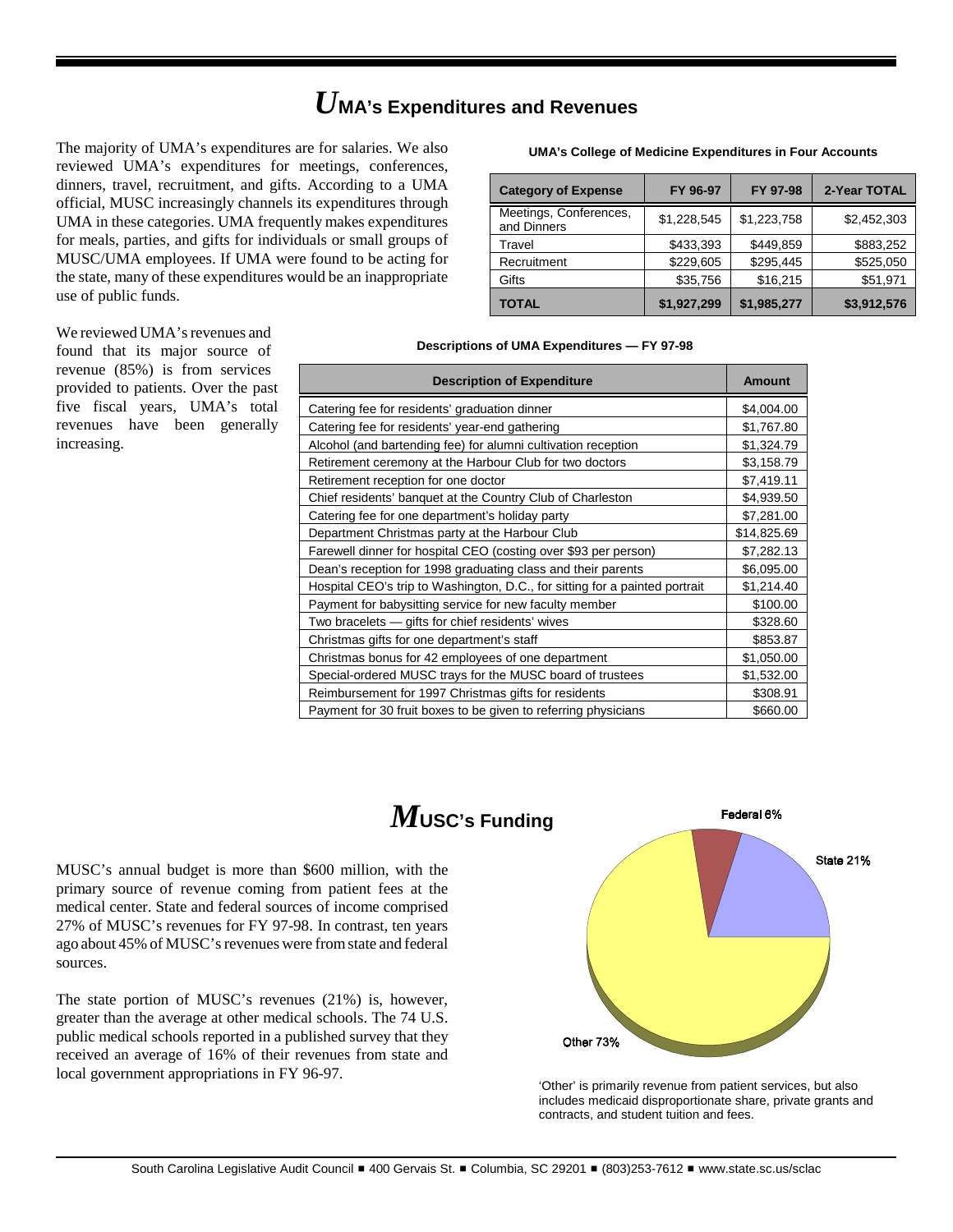# UMA's Expenditures and Revenues

The majority of UMA's expenditures are for salaries. We also reviewed UMA's expenditures for meetings, conferences, dinners, travel, recruitment, and gifts. According to a UMA official, MUSC increasingly channels its expenditures through UMA in these categories. UMA frequently makes expenditures for meals, parties, and gifts for individuals or small groups of MUSC/UMA employees. If UMA were found to be acting for the state, many of these expenditures would be an inappropriate use of public funds.

**UMA's College of Medicine Expenditures in Four Accounts**

| Category of Expense | FY 96-97 | FY 97-98 | 2-Year TOTAL |
|---|---|---|---|
| Meetings, Conferences, and Dinners | $1,228,545 | $1,223,758 | $2,452,303 |
| Travel | $433,393 | $449,859 | $883,252 |
| Recruitment | $229,605 | $295,445 | $525,050 |
| Gifts | $35,756 | $16,215 | $51,971 |
| **TOTAL** | **$1,927,299** | **$1,985,277** | **$3,912,576** |

We reviewed UMA's revenues and found that its major source of revenue (85%) is from services provided to patients. Over the past five fiscal years, UMA's total revenues have been generally increasing.

**Descriptions of UMA Expenditures — FY 97-98**

| Description of Expenditure | Amount |
|---|---|
| Catering fee for residents' graduation dinner | $4,004.00 |
| Catering fee for residents' year-end gathering | $1,767.80 |
| Alcohol (and bartending fee) for alumni cultivation reception | $1,324.79 |
| Retirement ceremony at the Harbour Club for two doctors | $3,158.79 |
| Retirement reception for one doctor | $7,419.11 |
| Chief residents' banquet at the Country Club of Charleston | $4,939.50 |
| Catering fee for one department's holiday party | $7,281.00 |
| Department Christmas party at the Harbour Club | $14,825.69 |
| Farewell dinner for hospital CEO (costing over $93 per person) | $7,282.13 |
| Dean's reception for 1998 graduating class and their parents | $6,095.00 |
| Hospital CEO's trip to Washington, D.C., for sitting for a painted portrait | $1,214.40 |
| Payment for babysitting service for new faculty member | $100.00 |
| Two bracelets — gifts for chief residents' wives | $328.60 |
| Christmas gifts for one department's staff | $853.87 |
| Christmas bonus for 42 employees of one department | $1,050.00 |
| Special-ordered MUSC trays for the MUSC board of trustees | $1,532.00 |
| Reimbursement for 1997 Christmas gifts for residents | $308.91 |
| Payment for 30 fruit boxes to be given to referring physicians | $660.00 |

# MUSC's Funding

MUSC's annual budget is more than $600 million, with the primary source of revenue coming from patient fees at the medical center. State and federal sources of income comprised 27% of MUSC's revenues for FY 97-98. In contrast, ten years ago about 45% of MUSC's revenues were from state and federal sources.

The state portion of MUSC's revenues (21%) is, however, greater than the average at other medical schools. The 74 U.S. public medical schools reported in a published survey that they received an average of 16% of their revenues from state and local government appropriations in FY 96-97.

Federal 6%
State 21%
Other 73%

'Other' is primarily revenue from patient services, but also includes medicaid disproportionate share, private grants and contracts, and student tuition and fees.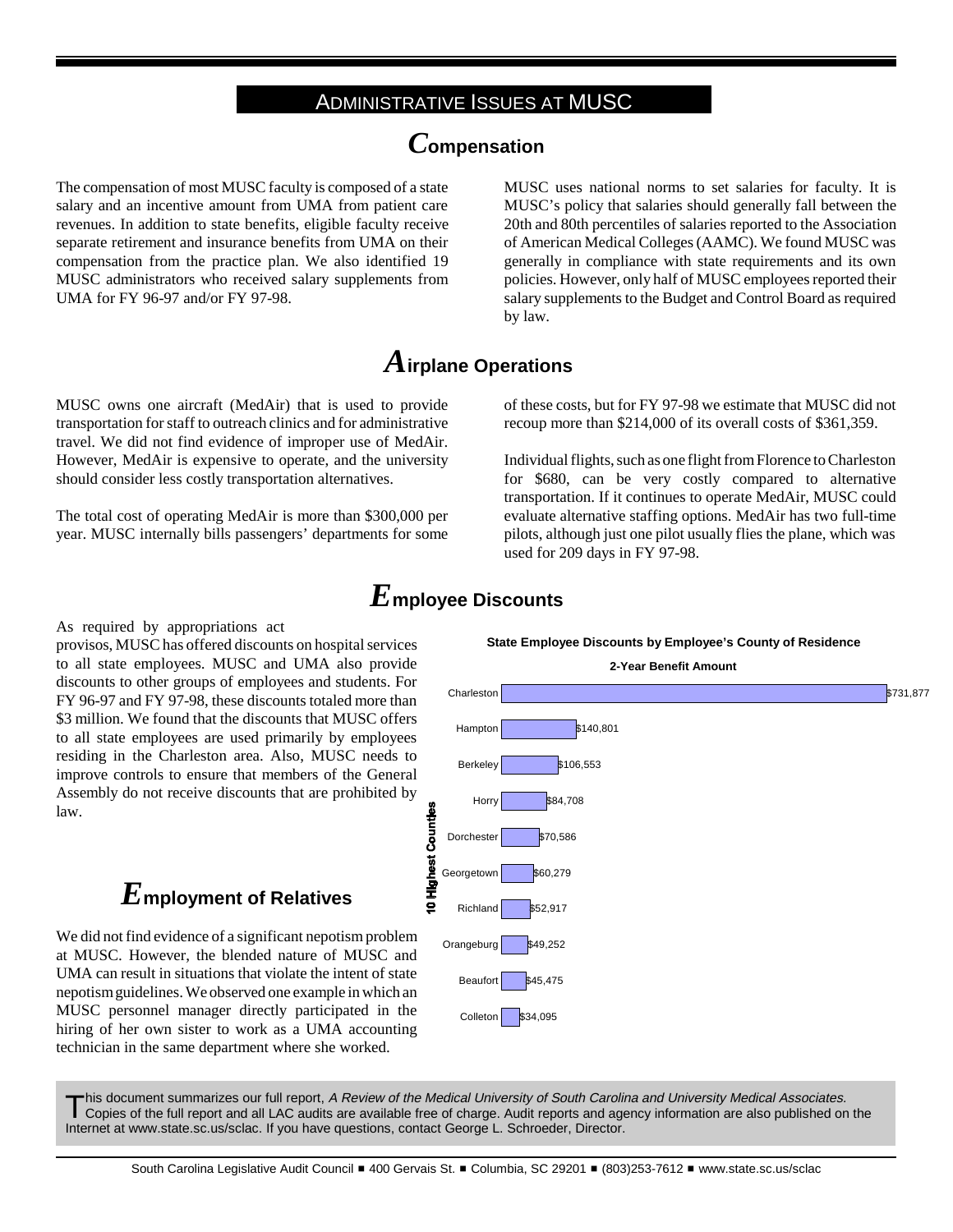## ADMINISTRATIVE ISSUES AT MUSC

### Compensation

The compensation of most MUSC faculty is composed of a state salary and an incentive amount from UMA from patient care revenues. In addition to state benefits, eligible faculty receive separate retirement and insurance benefits from UMA on their compensation from the practice plan. We also identified 19 MUSC administrators who received salary supplements from UMA for FY 96-97 and/or FY 97-98.

MUSC uses national norms to set salaries for faculty. It is MUSC's policy that salaries should generally fall between the 20th and 80th percentiles of salaries reported to the Association of American Medical Colleges (AAMC). We found MUSC was generally in compliance with state requirements and its own policies. However, only half of MUSC employees reported their salary supplements to the Budget and Control Board as required by law.

### Airplane Operations

MUSC owns one aircraft (MedAir) that is used to provide transportation for staff to outreach clinics and for administrative travel. We did not find evidence of improper use of MedAir. However, MedAir is expensive to operate, and the university should consider less costly transportation alternatives.

The total cost of operating MedAir is more than $300,000 per year. MUSC internally bills passengers' departments for some of these costs, but for FY 97-98 we estimate that MUSC did not recoup more than $214,000 of its overall costs of $361,359.

Individual flights, such as one flight from Florence to Charleston for $680, can be very costly compared to alternative transportation. If it continues to operate MedAir, MUSC could evaluate alternative staffing options. MedAir has two full-time pilots, although just one pilot usually flies the plane, which was used for 209 days in FY 97-98.

### Employee Discounts

As required by appropriations act provisos, MUSC has offered discounts on hospital services to all state employees. MUSC and UMA also provide discounts to other groups of employees and students. For FY 96-97 and FY 97-98, these discounts totaled more than $3 million. We found that the discounts that MUSC offers to all state employees are used primarily by employees residing in the Charleston area. Also, MUSC needs to improve controls to ensure that members of the General Assembly do not receive discounts that are prohibited by law.

**State Employee Discounts by Employee's County of Residence**

**2-Year Benefit Amount**

10 Highest Counties

Charleston $731,877
Hampton $140,801
Berkeley $106,553
Horry $84,708
Dorchester $70,586
Georgetown $60,279
Richland $52,917
Orangeburg $49,252
Beaufort $45,475
Colleton $34,095

### Employment of Relatives

We did not find evidence of a significant nepotism problem at MUSC. However, the blended nature of MUSC and UMA can result in situations that violate the intent of state nepotism guidelines. We observed one example in which an MUSC personnel manager directly participated in the hiring of her own sister to work as a UMA accounting technician in the same department where she worked.

This document summarizes our full report, *A Review of the Medical University of South Carolina and University Medical Associates.* Copies of the full report and all LAC audits are available free of charge. Audit reports and agency information are also published on the Internet at www.state.sc.us/sclac. If you have questions, contact George L. Schroeder, Director.

South Carolina Legislative Audit Council ■ 400 Gervais St. ■ Columbia, SC 29201 ■ (803)253-7612 ■ www.state.sc.us/sclac